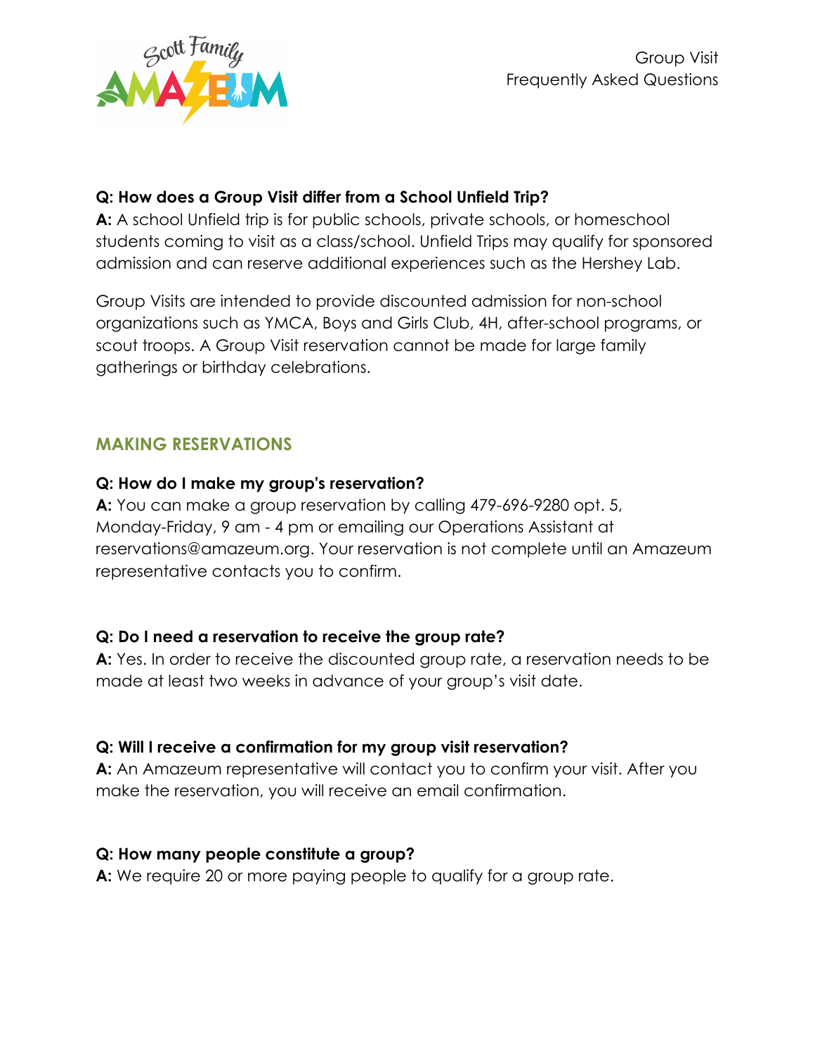# Group Visit Frequently Asked Questions

**Q: How does a Group Visit differ from a School Unfield Trip?**
**A:** A school Unfield trip is for public schools, private schools, or homeschool students coming to visit as a class/school. Unfield Trips may qualify for sponsored admission and can reserve additional experiences such as the Hershey Lab.

Group Visits are intended to provide discounted admission for non-school organizations such as YMCA, Boys and Girls Club, 4H, after-school programs, or scout troops. A Group Visit reservation cannot be made for large family gatherings or birthday celebrations.

## MAKING RESERVATIONS

**Q: How do I make my group's reservation?**
**A:** You can make a group reservation by calling 479-696-9280 opt. 5, Monday-Friday, 9 am - 4 pm or emailing our Operations Assistant at reservations@amazeum.org. Your reservation is not complete until an Amazeum representative contacts you to confirm.

**Q: Do I need a reservation to receive the group rate?**
**A:** Yes. In order to receive the discounted group rate, a reservation needs to be made at least two weeks in advance of your group's visit date.

**Q: Will I receive a confirmation for my group visit reservation?**
**A:** An Amazeum representative will contact you to confirm your visit. After you make the reservation, you will receive an email confirmation.

**Q: How many people constitute a group?**
**A:** We require 20 or more paying people to qualify for a group rate.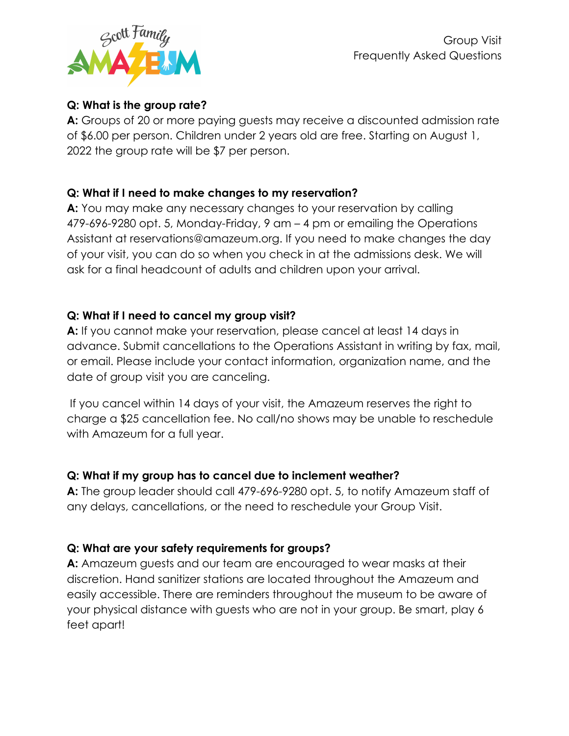**Q: What is the group rate?**
**A:** Groups of 20 or more paying guests may receive a discounted admission rate of $6.00 per person. Children under 2 years old are free. Starting on August 1, 2022 the group rate will be $7 per person.

**Q: What if I need to make changes to my reservation?**
**A:** You may make any necessary changes to your reservation by calling 479-696-9280 opt. 5, Monday-Friday, 9 am – 4 pm or emailing the Operations Assistant at reservations@amazeum.org. If you need to make changes the day of your visit, you can do so when you check in at the admissions desk. We will ask for a final headcount of adults and children upon your arrival.

**Q: What if I need to cancel my group visit?**
**A:** If you cannot make your reservation, please cancel at least 14 days in advance. Submit cancellations to the Operations Assistant in writing by fax, mail, or email. Please include your contact information, organization name, and the date of group visit you are canceling.

If you cancel within 14 days of your visit, the Amazeum reserves the right to charge a $25 cancellation fee. No call/no shows may be unable to reschedule with Amazeum for a full year.

**Q: What if my group has to cancel due to inclement weather?**
**A:** The group leader should call 479-696-9280 opt. 5, to notify Amazeum staff of any delays, cancellations, or the need to reschedule your Group Visit.

**Q: What are your safety requirements for groups?**
**A:** Amazeum guests and our team are encouraged to wear masks at their discretion. Hand sanitizer stations are located throughout the Amazeum and easily accessible. There are reminders throughout the museum to be aware of your physical distance with guests who are not in your group. Be smart, play 6 feet apart!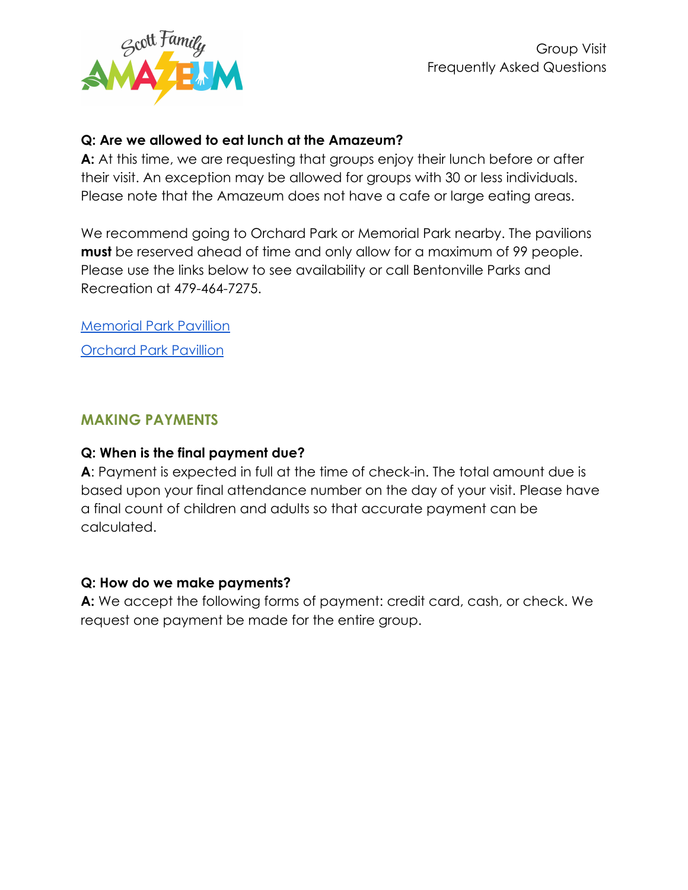**Q: Are we allowed to eat lunch at the Amazeum?**

**A:** At this time, we are requesting that groups enjoy their lunch before or after their visit. An exception may be allowed for groups with 30 or less individuals. Please note that the Amazeum does not have a cafe or large eating areas.

We recommend going to Orchard Park or Memorial Park nearby. The pavilions **must** be reserved ahead of time and only allow for a maximum of 99 people. Please use the links below to see availability or call Bentonville Parks and Recreation at 479-464-7275.

Memorial Park Pavillion

Orchard Park Pavillion

## MAKING PAYMENTS

**Q: When is the final payment due?**

**A**: Payment is expected in full at the time of check-in. The total amount due is based upon your final attendance number on the day of your visit. Please have a final count of children and adults so that accurate payment can be calculated.

**Q: How do we make payments?**

**A:** We accept the following forms of payment: credit card, cash, or check. We request one payment be made for the entire group.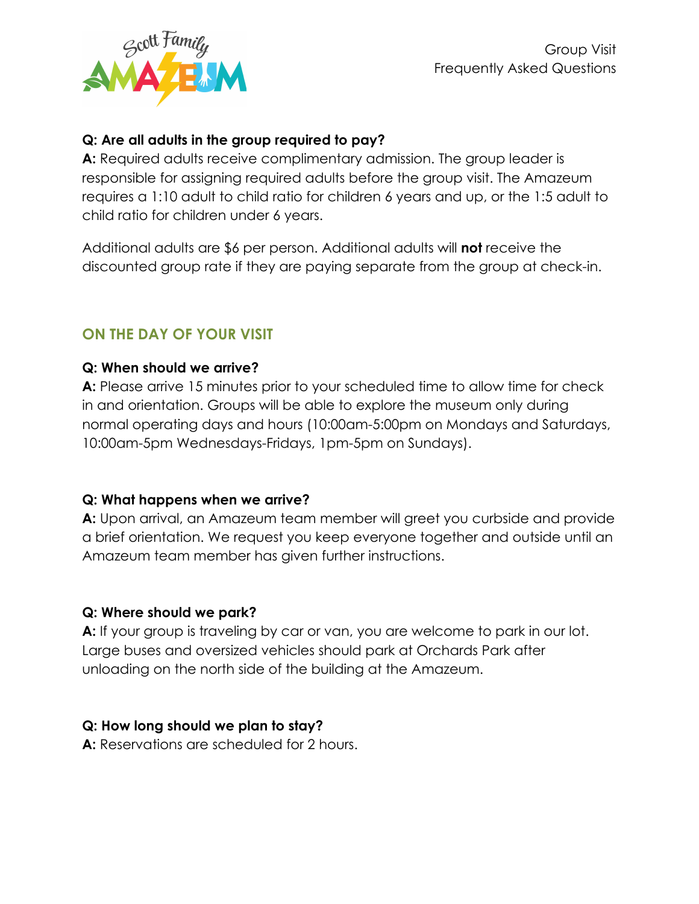**Q: Are all adults in the group required to pay?**
**A:** Required adults receive complimentary admission. The group leader is responsible for assigning required adults before the group visit. The Amazeum requires a 1:10 adult to child ratio for children 6 years and up, or the 1:5 adult to child ratio for children under 6 years.

Additional adults are $6 per person. Additional adults will **not** receive the discounted group rate if they are paying separate from the group at check-in.

## ON THE DAY OF YOUR VISIT

**Q: When should we arrive?**
**A:** Please arrive 15 minutes prior to your scheduled time to allow time for check in and orientation. Groups will be able to explore the museum only during normal operating days and hours (10:00am-5:00pm on Mondays and Saturdays, 10:00am-5pm Wednesdays-Fridays, 1pm-5pm on Sundays).

**Q: What happens when we arrive?**
**A:** Upon arrival, an Amazeum team member will greet you curbside and provide a brief orientation. We request you keep everyone together and outside until an Amazeum team member has given further instructions.

**Q: Where should we park?**
**A:** If your group is traveling by car or van, you are welcome to park in our lot. Large buses and oversized vehicles should park at Orchards Park after unloading on the north side of the building at the Amazeum.

**Q: How long should we plan to stay?**
**A:** Reservations are scheduled for 2 hours.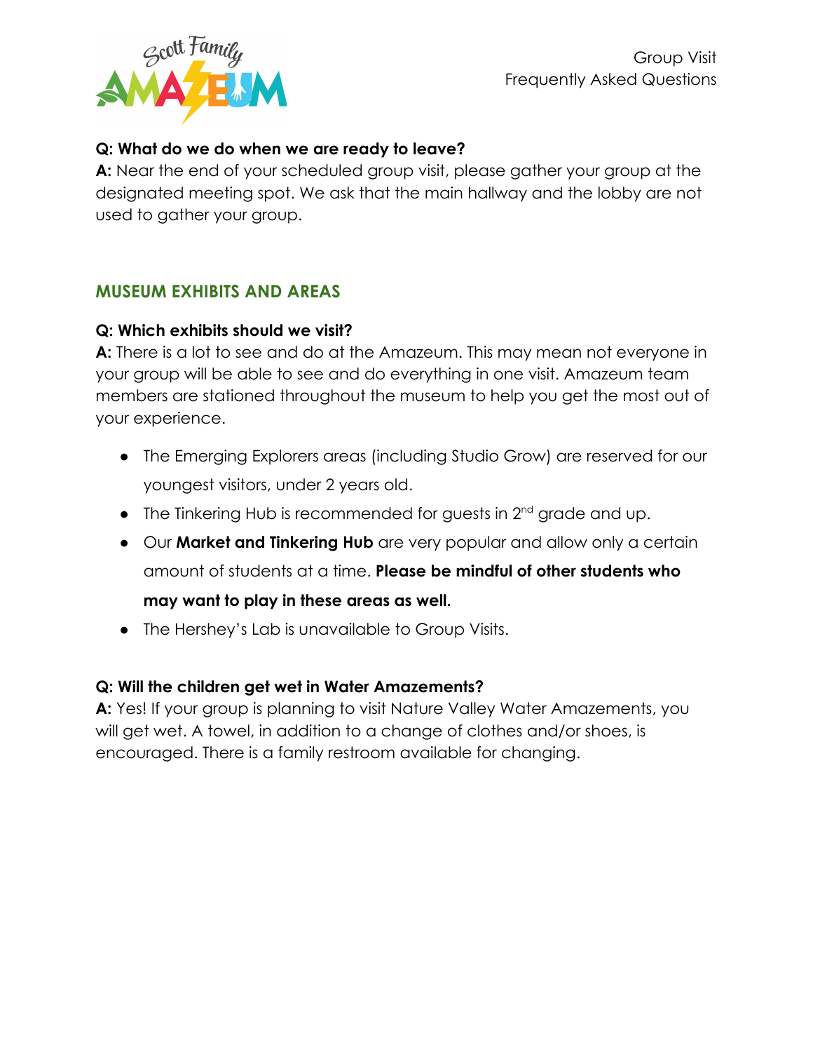**Q: What do we do when we are ready to leave?**
**A:** Near the end of your scheduled group visit, please gather your group at the designated meeting spot. We ask that the main hallway and the lobby are not used to gather your group.

## MUSEUM EXHIBITS AND AREAS

**Q: Which exhibits should we visit?**
**A:** There is a lot to see and do at the Amazeum. This may mean not everyone in your group will be able to see and do everything in one visit. Amazeum team members are stationed throughout the museum to help you get the most out of your experience.

- The Emerging Explorers areas (including Studio Grow) are reserved for our youngest visitors, under 2 years old.
- The Tinkering Hub is recommended for guests in 2nd grade and up.
- Our **Market and Tinkering Hub** are very popular and allow only a certain amount of students at a time. **Please be mindful of other students who may want to play in these areas as well.**
- The Hershey's Lab is unavailable to Group Visits.

**Q: Will the children get wet in Water Amazements?**
**A:** Yes! If your group is planning to visit Nature Valley Water Amazements, you will get wet. A towel, in addition to a change of clothes and/or shoes, is encouraged. There is a family restroom available for changing.